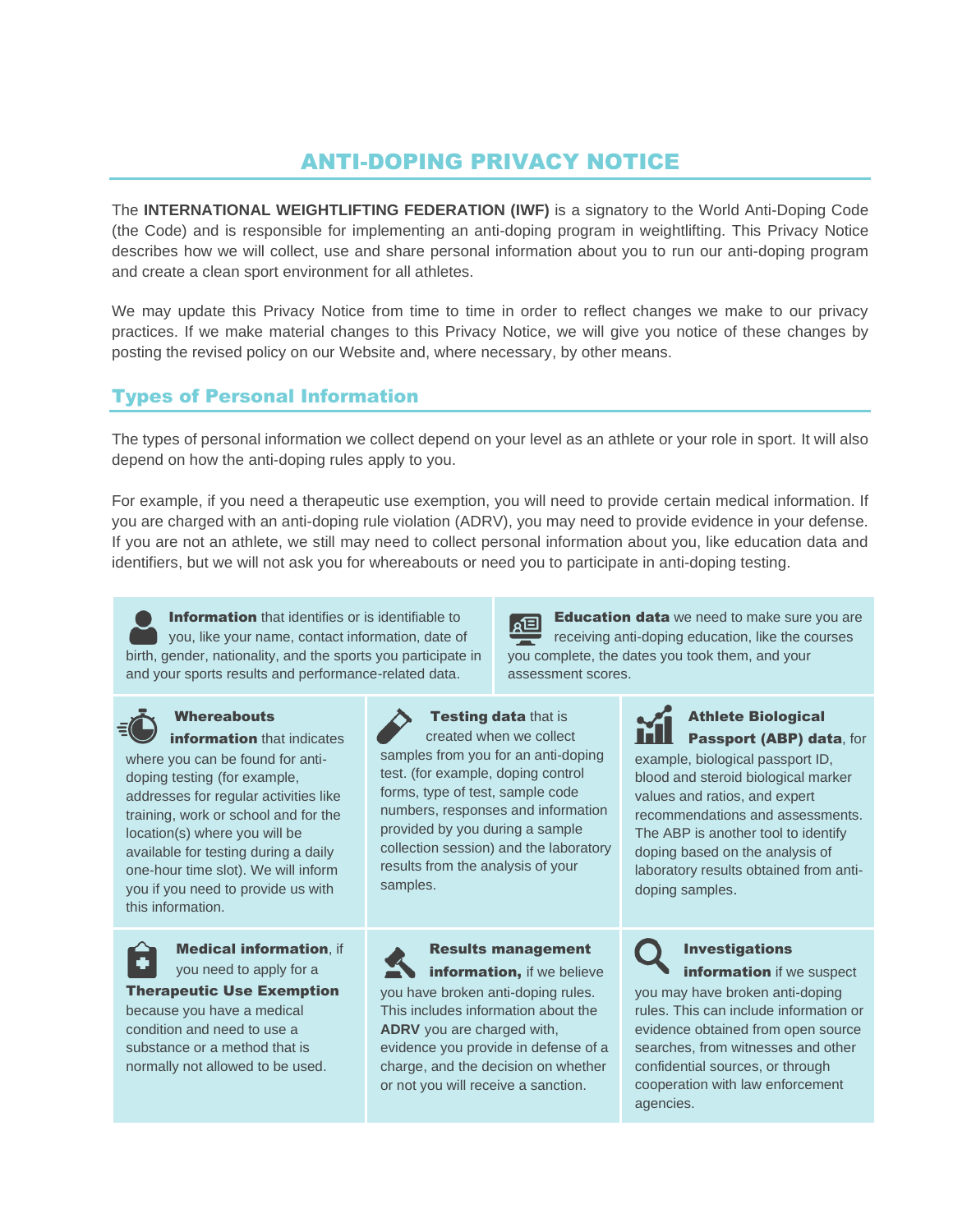# ANTI-DOPING PRIVACY NOTICE

The **INTERNATIONAL WEIGHTLIFTING FEDERATION (IWF)** is a signatory to the World Anti-Doping Code (the Code) and is responsible for implementing an anti-doping program in weightlifting. This Privacy Notice describes how we will collect, use and share personal information about you to run our anti-doping program and create a clean sport environment for all athletes.

We may update this Privacy Notice from time to time in order to reflect changes we make to our privacy practices. If we make material changes to this Privacy Notice, we will give you notice of these changes by posting the revised policy on our Website and, where necessary, by other means.

## Types of Personal Information

The types of personal information we collect depend on your level as an athlete or your role in sport. It will also depend on how the anti-doping rules apply to you.

For example, if you need a therapeutic use exemption, you will need to provide certain medical information. If you are charged with an anti-doping rule violation (ADRV), you may need to provide evidence in your defense. If you are not an athlete, we still may need to collect personal information about you, like education data and identifiers, but we will not ask you for whereabouts or need you to participate in anti-doping testing.

**Information** that identifies or is identifiable to you, like your name, contact information, date of birth, gender, nationality, and the sports you participate in and your sports results and performance-related data.

**Education data** we need to make sure you are receiving anti-doping education, like the courses you complete, the dates you took them, and your assessment scores.

**Whereabouts information** that indicates where you can be found for anti-doping testing (for example, addresses for regular activities like training, work or school and for the location(s) where you will be available for testing during a daily one-hour time slot). We will inform you if you need to provide us with this information.

**Testing data** that is created when we collect samples from you for an anti-doping test. (for example, doping control forms, type of test, sample code numbers, responses and information provided by you during a sample collection session) and the laboratory results from the analysis of your samples.

**Athlete Biological Passport (ABP) data**, for example, biological passport ID, blood and steroid biological marker values and ratios, and expert recommendations and assessments. The ABP is another tool to identify doping based on the analysis of laboratory results obtained from anti-doping samples.

**Medical information**, if you need to apply for a **Therapeutic Use Exemption** because you have a medical condition and need to use a substance or a method that is normally not allowed to be used.

**Results management information,** if we believe you have broken anti-doping rules. This includes information about the **ADRV** you are charged with, evidence you provide in defense of a charge, and the decision on whether or not you will receive a sanction.

**Investigations information** if we suspect you may have broken anti-doping rules. This can include information or evidence obtained from open source searches, from witnesses and other confidential sources, or through cooperation with law enforcement agencies.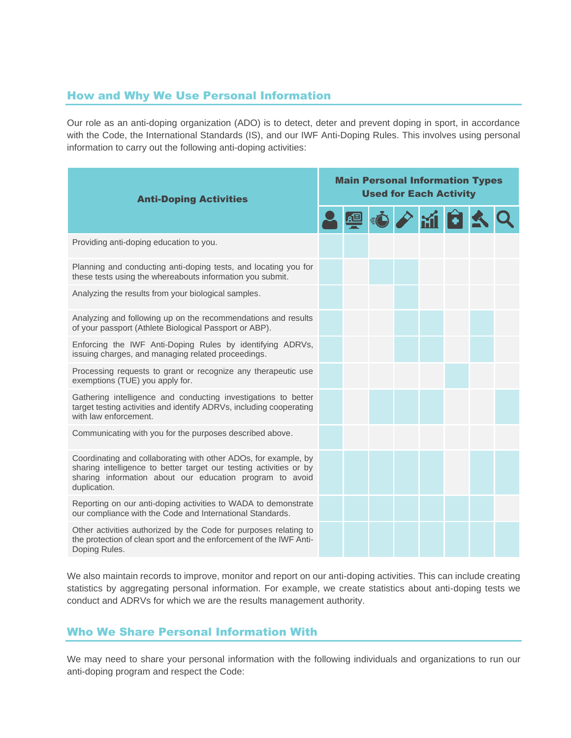## How and Why We Use Personal Information

Our role as an anti-doping organization (ADO) is to detect, deter and prevent doping in sport, in accordance with the Code, the International Standards (IS), and our IWF Anti-Doping Rules. This involves using personal information to carry out the following anti-doping activities:

| Anti-Doping Activities | Main Personal Information Types Used for Each Activity | | | | | | | |
|---|---|---|---|---|---|---|---|---|
| | (person icon) | (computer icon) | (stopwatch icon) | (test tube icon) | (chart icon) | (medical clipboard icon) | (gavel icon) | (magnifying glass icon) |
| Providing anti-doping education to you. | ✓ | ✓ | | | | | | |
| Planning and conducting anti-doping tests, and locating you for these tests using the whereabouts information you submit. | ✓ | | ✓ | ✓ | | | | |
| Analyzing the results from your biological samples. | ✓ | | | ✓ | | | | |
| Analyzing and following up on the recommendations and results of your passport (Athlete Biological Passport or ABP). | ✓ | | | ✓ | ✓ | | ✓ | |
| Enforcing the IWF Anti-Doping Rules by identifying ADRVs, issuing charges, and managing related proceedings. | ✓ | | | ✓ | ✓ | | ✓ | |
| Processing requests to grant or recognize any therapeutic use exemptions (TUE) you apply for. | ✓ | | | | | ✓ | | |
| Gathering intelligence and conducting investigations to better target testing activities and identify ADRVs, including cooperating with law enforcement. | ✓ | | ✓ | ✓ | ✓ | | | ✓ |
| Communicating with you for the purposes described above. | ✓ | | | | | | | |
| Coordinating and collaborating with other ADOs, for example, by sharing intelligence to better target our testing activities or by sharing information about our education program to avoid duplication. | ✓ | ✓ | ✓ | ✓ | ✓ | | ✓ | ✓ |
| Reporting on our anti-doping activities to WADA to demonstrate our compliance with the Code and International Standards. | ✓ | ✓ | ✓ | ✓ | ✓ | ✓ | ✓ | |
| Other activities authorized by the Code for purposes relating to the protection of clean sport and the enforcement of the IWF Anti-Doping Rules. | ✓ | ✓ | ✓ | ✓ | ✓ | ✓ | ✓ | ✓ |

We also maintain records to improve, monitor and report on our anti-doping activities. This can include creating statistics by aggregating personal information. For example, we create statistics about anti-doping tests we conduct and ADRVs for which we are the results management authority.

## Who We Share Personal Information With

We may need to share your personal information with the following individuals and organizations to run our anti-doping program and respect the Code: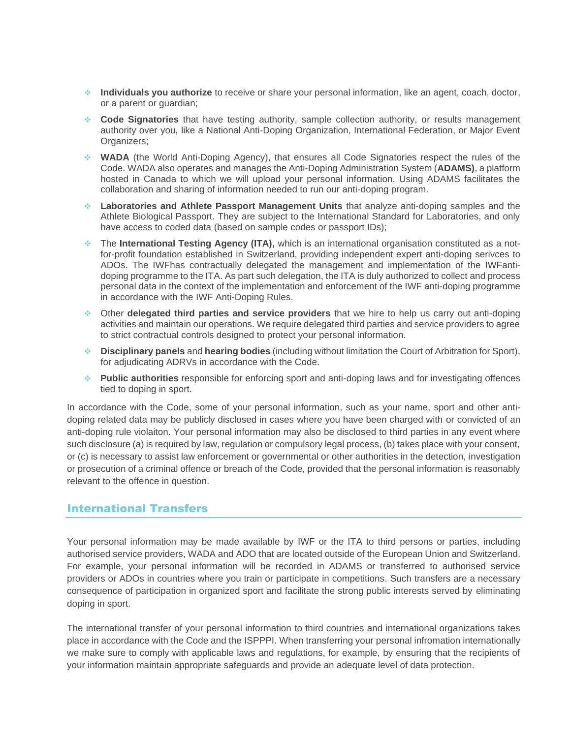- **Individuals you authorize** to receive or share your personal information, like an agent, coach, doctor, or a parent or guardian;
- **Code Signatories** that have testing authority, sample collection authority, or results management authority over you, like a National Anti-Doping Organization, International Federation, or Major Event Organizers;
- **WADA** (the World Anti-Doping Agency), that ensures all Code Signatories respect the rules of the Code. WADA also operates and manages the Anti-Doping Administration System (**ADAMS)**, a platform hosted in Canada to which we will upload your personal information. Using ADAMS facilitates the collaboration and sharing of information needed to run our anti-doping program.
- **Laboratories and Athlete Passport Management Units** that analyze anti-doping samples and the Athlete Biological Passport. They are subject to the International Standard for Laboratories, and only have access to coded data (based on sample codes or passport IDs);
- The **International Testing Agency (ITA),** which is an international organisation constituted as a not-for-profit foundation established in Switzerland, providing independent expert anti-doping serivces to ADOs. The IWFhas contractually delegated the management and implementation of the IWFanti-doping programme to the ITA. As part such delegation, the ITA is duly authorized to collect and process personal data in the context of the implementation and enforcement of the IWF anti-doping programme in accordance with the IWF Anti-Doping Rules.
- Other **delegated third parties and service providers** that we hire to help us carry out anti-doping activities and maintain our operations. We require delegated third parties and service providers to agree to strict contractual controls designed to protect your personal information.
- **Disciplinary panels** and **hearing bodies** (including without limitation the Court of Arbitration for Sport), for adjudicating ADRVs in accordance with the Code.
- **Public authorities** responsible for enforcing sport and anti-doping laws and for investigating offences tied to doping in sport.

In accordance with the Code, some of your personal information, such as your name, sport and other anti-doping related data may be publicly disclosed in cases where you have been charged with or convicted of an anti-doping rule violaiton. Your personal information may also be disclosed to third parties in any event where such disclosure (a) is required by law, regulation or compulsory legal process, (b) takes place with your consent, or (c) is necessary to assist law enforcement or governmental or other authorities in the detection, investigation or prosecution of a criminal offence or breach of the Code, provided that the personal information is reasonably relevant to the offence in question.

## International Transfers

Your personal information may be made available by IWF or the ITA to third persons or parties, including authorised service providers, WADA and ADO that are located outside of the European Union and Switzerland. For example, your personal information will be recorded in ADAMS or transferred to authorised service providers or ADOs in countries where you train or participate in competitions. Such transfers are a necessary consequence of participation in organized sport and facilitate the strong public interests served by eliminating doping in sport.

The international transfer of your personal information to third countries and international organizations takes place in accordance with the Code and the ISPPPI. When transferring your personal infromation internationally we make sure to comply with applicable laws and regulations, for example, by ensuring that the recipients of your information maintain appropriate safeguards and provide an adequate level of data protection.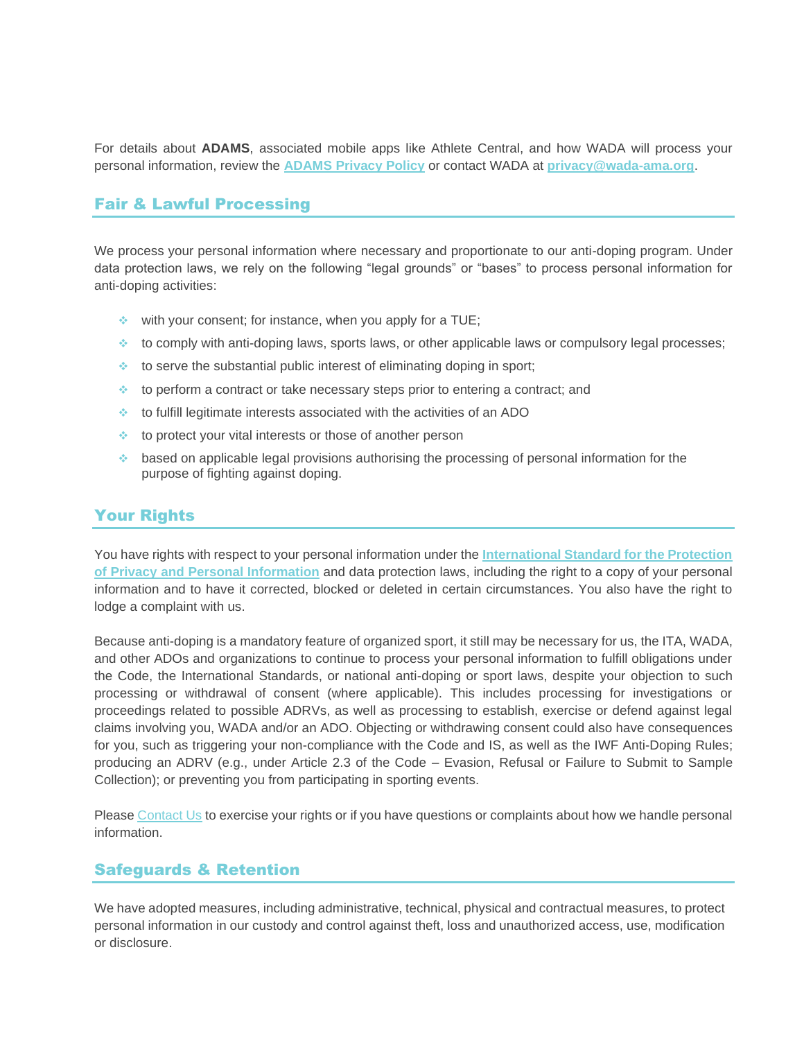For details about **ADAMS**, associated mobile apps like Athlete Central, and how WADA will process your personal information, review the [ADAMS Privacy Policy]() or contact WADA at [privacy@wada-ama.org]().

## Fair & Lawful Processing

We process your personal information where necessary and proportionate to our anti-doping program. Under data protection laws, we rely on the following "legal grounds" or "bases" to process personal information for anti-doping activities:

- with your consent; for instance, when you apply for a TUE;
- to comply with anti-doping laws, sports laws, or other applicable laws or compulsory legal processes;
- to serve the substantial public interest of eliminating doping in sport;
- to perform a contract or take necessary steps prior to entering a contract; and
- to fulfill legitimate interests associated with the activities of an ADO
- to protect your vital interests or those of another person
- based on applicable legal provisions authorising the processing of personal information for the purpose of fighting against doping.

## Your Rights

You have rights with respect to your personal information under the [International Standard for the Protection of Privacy and Personal Information]() and data protection laws, including the right to a copy of your personal information and to have it corrected, blocked or deleted in certain circumstances. You also have the right to lodge a complaint with us.

Because anti-doping is a mandatory feature of organized sport, it still may be necessary for us, the ITA, WADA, and other ADOs and organizations to continue to process your personal information to fulfill obligations under the Code, the International Standards, or national anti-doping or sport laws, despite your objection to such processing or withdrawal of consent (where applicable). This includes processing for investigations or proceedings related to possible ADRVs, as well as processing to establish, exercise or defend against legal claims involving you, WADA and/or an ADO. Objecting or withdrawing consent could also have consequences for you, such as triggering your non-compliance with the Code and IS, as well as the IWF Anti-Doping Rules; producing an ADRV (e.g., under Article 2.3 of the Code – Evasion, Refusal or Failure to Submit to Sample Collection); or preventing you from participating in sporting events.

Please [Contact Us]() to exercise your rights or if you have questions or complaints about how we handle personal information.

## Safeguards & Retention

We have adopted measures, including administrative, technical, physical and contractual measures, to protect personal information in our custody and control against theft, loss and unauthorized access, use, modification or disclosure.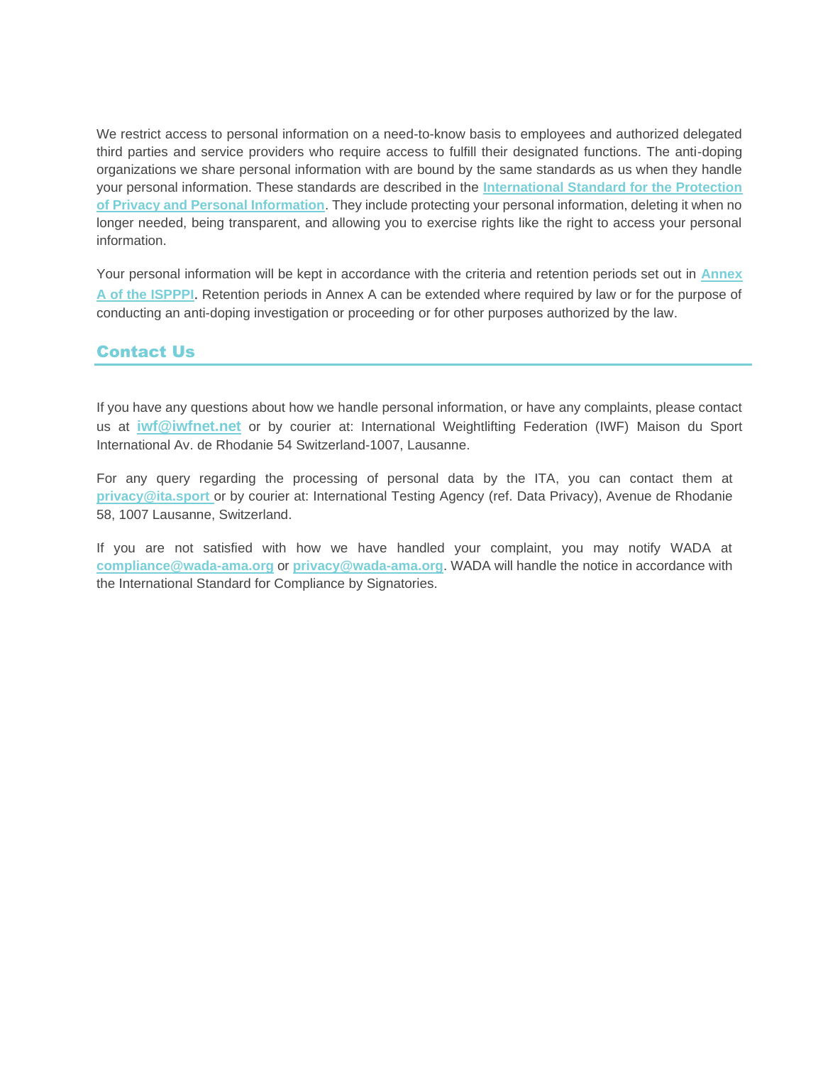We restrict access to personal information on a need-to-know basis to employees and authorized delegated third parties and service providers who require access to fulfill their designated functions. The anti-doping organizations we share personal information with are bound by the same standards as us when they handle your personal information. These standards are described in the **International Standard for the Protection of Privacy and Personal Information**. They include protecting your personal information, deleting it when no longer needed, being transparent, and allowing you to exercise rights like the right to access your personal information.

Your personal information will be kept in accordance with the criteria and retention periods set out in **Annex A of the ISPPPI**. Retention periods in Annex A can be extended where required by law or for the purpose of conducting an anti-doping investigation or proceeding or for other purposes authorized by the law.

## Contact Us

If you have any questions about how we handle personal information, or have any complaints, please contact us at **iwf@iwfnet.net** or by courier at: International Weightlifting Federation (IWF) Maison du Sport International Av. de Rhodanie 54 Switzerland-1007, Lausanne.

For any query regarding the processing of personal data by the ITA, you can contact them at **privacy@ita.sport** or by courier at: International Testing Agency (ref. Data Privacy), Avenue de Rhodanie 58, 1007 Lausanne, Switzerland.

If you are not satisfied with how we have handled your complaint, you may notify WADA at **compliance@wada-ama.org** or **privacy@wada-ama.org**. WADA will handle the notice in accordance with the International Standard for Compliance by Signatories.